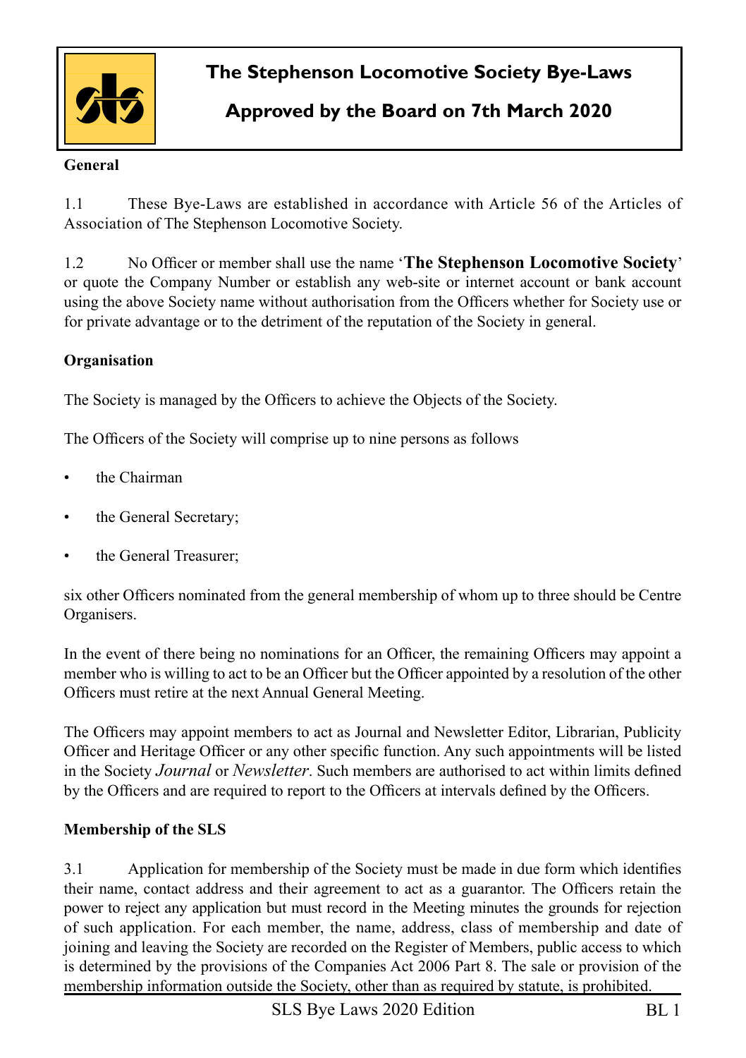# The Stephenson Locomotive Society Bye-Laws

## Approved by the Board on 7th March 2020

**General**

1.1 These Bye-Laws are established in accordance with Article 56 of the Articles of Association of The Stephenson Locomotive Society.

1.2 No Officer or member shall use the name '**The Stephenson Locomotive Society**' or quote the Company Number or establish any web-site or internet account or bank account using the above Society name without authorisation from the Officers whether for Society use or for private advantage or to the detriment of the reputation of the Society in general.

**Organisation**

The Society is managed by the Officers to achieve the Objects of the Society.

The Officers of the Society will comprise up to nine persons as follows

- the Chairman
- the General Secretary;
- the General Treasurer;

six other Officers nominated from the general membership of whom up to three should be Centre Organisers.

In the event of there being no nominations for an Officer, the remaining Officers may appoint a member who is willing to act to be an Officer but the Officer appointed by a resolution of the other Officers must retire at the next Annual General Meeting.

The Officers may appoint members to act as Journal and Newsletter Editor, Librarian, Publicity Officer and Heritage Officer or any other specific function. Any such appointments will be listed in the Society *Journal* or *Newsletter*. Such members are authorised to act within limits defined by the Officers and are required to report to the Officers at intervals defined by the Officers.

**Membership of the SLS**

3.1 Application for membership of the Society must be made in due form which identifies their name, contact address and their agreement to act as a guarantor. The Officers retain the power to reject any application but must record in the Meeting minutes the grounds for rejection of such application. For each member, the name, address, class of membership and date of joining and leaving the Society are recorded on the Register of Members, public access to which is determined by the provisions of the Companies Act 2006 Part 8. The sale or provision of the membership information outside the Society, other than as required by statute, is prohibited.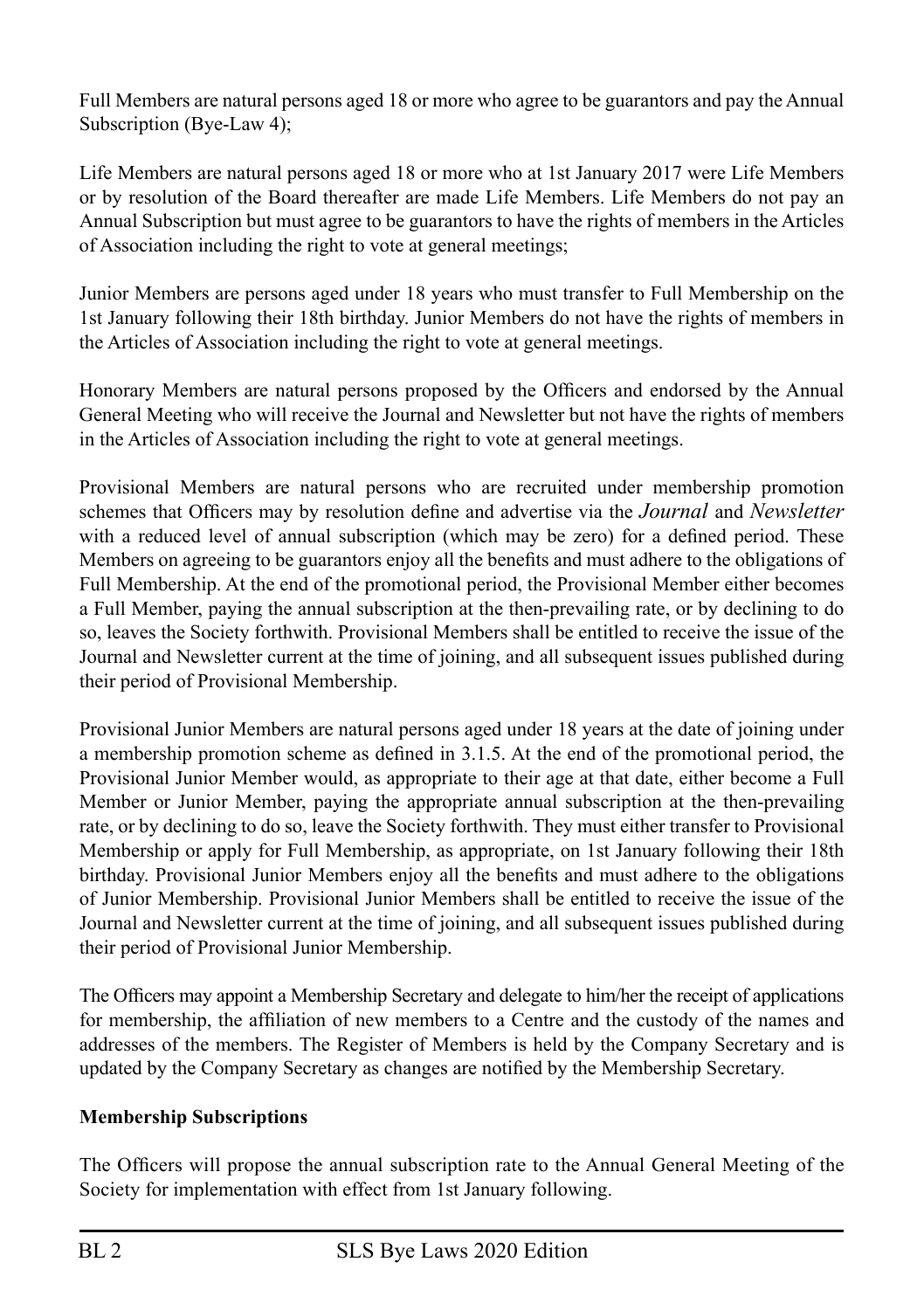Full Members are natural persons aged 18 or more who agree to be guarantors and pay the Annual Subscription (Bye-Law 4);

Life Members are natural persons aged 18 or more who at 1st January 2017 were Life Members or by resolution of the Board thereafter are made Life Members. Life Members do not pay an Annual Subscription but must agree to be guarantors to have the rights of members in the Articles of Association including the right to vote at general meetings;

Junior Members are persons aged under 18 years who must transfer to Full Membership on the 1st January following their 18th birthday. Junior Members do not have the rights of members in the Articles of Association including the right to vote at general meetings.

Honorary Members are natural persons proposed by the Officers and endorsed by the Annual General Meeting who will receive the Journal and Newsletter but not have the rights of members in the Articles of Association including the right to vote at general meetings.

Provisional Members are natural persons who are recruited under membership promotion schemes that Officers may by resolution define and advertise via the *Journal* and *Newsletter* with a reduced level of annual subscription (which may be zero) for a defined period. These Members on agreeing to be guarantors enjoy all the benefits and must adhere to the obligations of Full Membership. At the end of the promotional period, the Provisional Member either becomes a Full Member, paying the annual subscription at the then-prevailing rate, or by declining to do so, leaves the Society forthwith. Provisional Members shall be entitled to receive the issue of the Journal and Newsletter current at the time of joining, and all subsequent issues published during their period of Provisional Membership.

Provisional Junior Members are natural persons aged under 18 years at the date of joining under a membership promotion scheme as defined in 3.1.5. At the end of the promotional period, the Provisional Junior Member would, as appropriate to their age at that date, either become a Full Member or Junior Member, paying the appropriate annual subscription at the then-prevailing rate, or by declining to do so, leave the Society forthwith. They must either transfer to Provisional Membership or apply for Full Membership, as appropriate, on 1st January following their 18th birthday. Provisional Junior Members enjoy all the benefits and must adhere to the obligations of Junior Membership. Provisional Junior Members shall be entitled to receive the issue of the Journal and Newsletter current at the time of joining, and all subsequent issues published during their period of Provisional Junior Membership.

The Officers may appoint a Membership Secretary and delegate to him/her the receipt of applications for membership, the affiliation of new members to a Centre and the custody of the names and addresses of the members. The Register of Members is held by the Company Secretary and is updated by the Company Secretary as changes are notified by the Membership Secretary.

**Membership Subscriptions**

The Officers will propose the annual subscription rate to the Annual General Meeting of the Society for implementation with effect from 1st January following.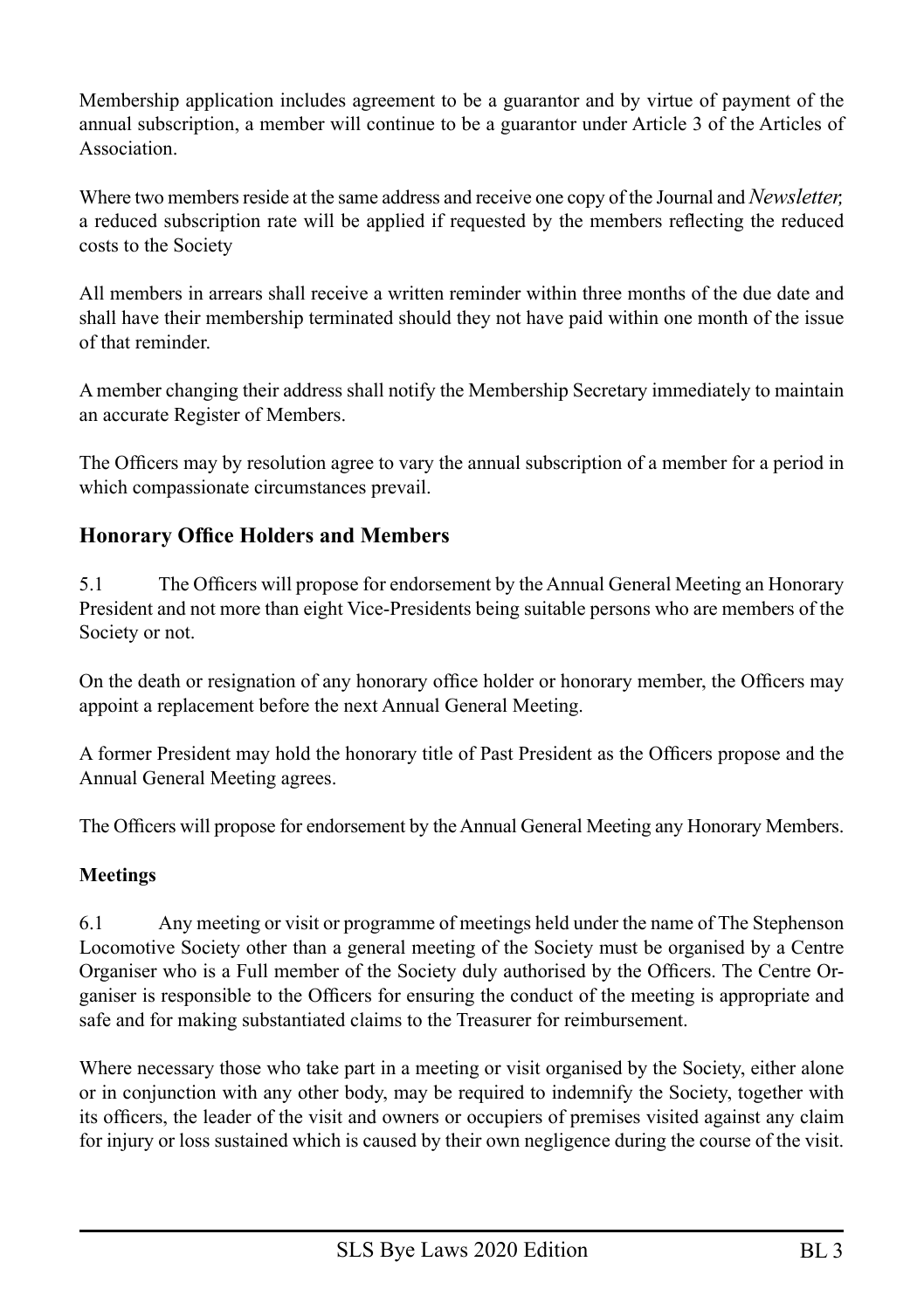Membership application includes agreement to be a guarantor and by virtue of payment of the annual subscription, a member will continue to be a guarantor under Article 3 of the Articles of Association.

Where two members reside at the same address and receive one copy of the Journal and *Newsletter,* a reduced subscription rate will be applied if requested by the members reflecting the reduced costs to the Society

All members in arrears shall receive a written reminder within three months of the due date and shall have their membership terminated should they not have paid within one month of the issue of that reminder.

A member changing their address shall notify the Membership Secretary immediately to maintain an accurate Register of Members.

The Officers may by resolution agree to vary the annual subscription of a member for a period in which compassionate circumstances prevail.

## Honorary Office Holders and Members

5.1 The Officers will propose for endorsement by the Annual General Meeting an Honorary President and not more than eight Vice-Presidents being suitable persons who are members of the Society or not.

On the death or resignation of any honorary office holder or honorary member, the Officers may appoint a replacement before the next Annual General Meeting.

A former President may hold the honorary title of Past President as the Officers propose and the Annual General Meeting agrees.

The Officers will propose for endorsement by the Annual General Meeting any Honorary Members.

### Meetings

6.1 Any meeting or visit or programme of meetings held under the name of The Stephenson Locomotive Society other than a general meeting of the Society must be organised by a Centre Organiser who is a Full member of the Society duly authorised by the Officers. The Centre Organiser is responsible to the Officers for ensuring the conduct of the meeting is appropriate and safe and for making substantiated claims to the Treasurer for reimbursement.

Where necessary those who take part in a meeting or visit organised by the Society, either alone or in conjunction with any other body, may be required to indemnify the Society, together with its officers, the leader of the visit and owners or occupiers of premises visited against any claim for injury or loss sustained which is caused by their own negligence during the course of the visit.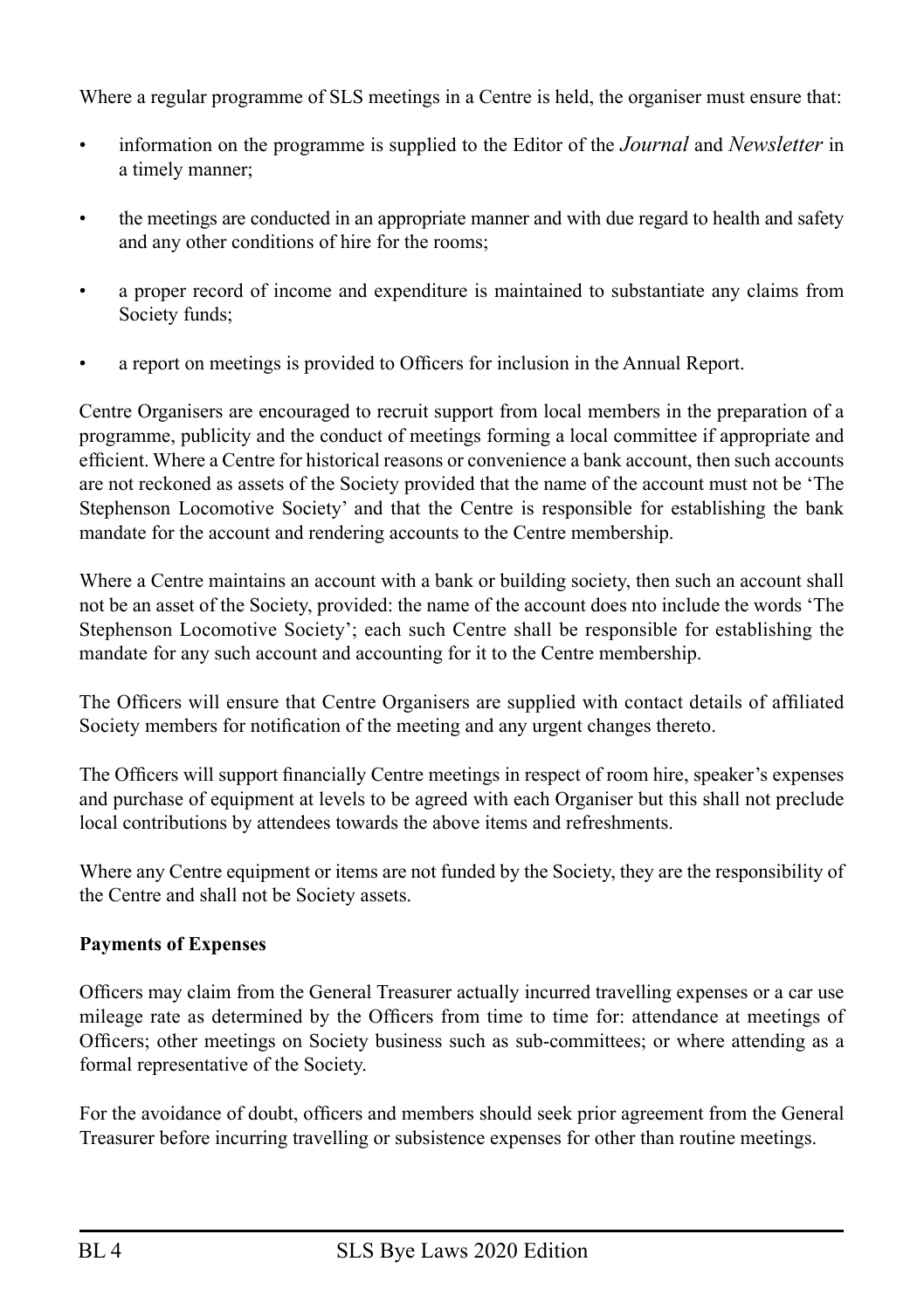Where a regular programme of SLS meetings in a Centre is held, the organiser must ensure that:

- information on the programme is supplied to the Editor of the *Journal* and *Newsletter* in a timely manner;
- the meetings are conducted in an appropriate manner and with due regard to health and safety and any other conditions of hire for the rooms;
- a proper record of income and expenditure is maintained to substantiate any claims from Society funds;
- a report on meetings is provided to Officers for inclusion in the Annual Report.

Centre Organisers are encouraged to recruit support from local members in the preparation of a programme, publicity and the conduct of meetings forming a local committee if appropriate and efficient. Where a Centre for historical reasons or convenience a bank account, then such accounts are not reckoned as assets of the Society provided that the name of the account must not be 'The Stephenson Locomotive Society' and that the Centre is responsible for establishing the bank mandate for the account and rendering accounts to the Centre membership.

Where a Centre maintains an account with a bank or building society, then such an account shall not be an asset of the Society, provided: the name of the account does nto include the words 'The Stephenson Locomotive Society'; each such Centre shall be responsible for establishing the mandate for any such account and accounting for it to the Centre membership.

The Officers will ensure that Centre Organisers are supplied with contact details of affiliated Society members for notification of the meeting and any urgent changes thereto.

The Officers will support financially Centre meetings in respect of room hire, speaker's expenses and purchase of equipment at levels to be agreed with each Organiser but this shall not preclude local contributions by attendees towards the above items and refreshments.

Where any Centre equipment or items are not funded by the Society, they are the responsibility of the Centre and shall not be Society assets.

**Payments of Expenses**

Officers may claim from the General Treasurer actually incurred travelling expenses or a car use mileage rate as determined by the Officers from time to time for: attendance at meetings of Officers; other meetings on Society business such as sub-committees; or where attending as a formal representative of the Society.

For the avoidance of doubt, officers and members should seek prior agreement from the General Treasurer before incurring travelling or subsistence expenses for other than routine meetings.